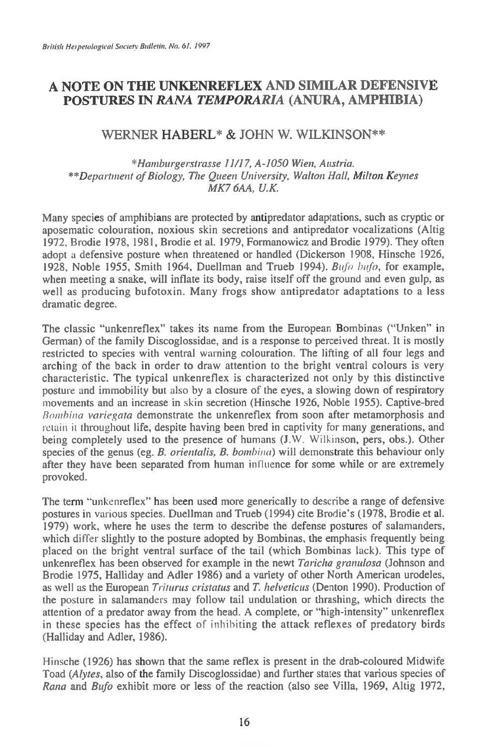# A NOTE ON THE UNKENREFLEX AND SIMILAR DEFENSIVE POSTURES IN *RANA TEMPORARIA* (ANURA, AMPHIBIA)

WERNER HABERL* & JOHN W. WILKINSON**

*\*Hamburgerstrasse 11/17, A-1050 Wien, Austria.*
*\*\*Department of Biology, The Queen University, Walton Hall, Milton Keynes MK7 6AA, U.K.*

Many species of amphibians are protected by antipredator adaptations, such as cryptic or aposematic colouration, noxious skin secretions and antipredator vocalizations (Altig 1972, Brodie 1978, 1981, Brodie et al. 1979, Formanowicz and Brodie 1979). They often adopt a defensive posture when threatened or handled (Dickerson 1908, Hinsche 1926, 1928, Noble 1955, Smith 1964, Duellman and Trueb 1994). *Bufo bufo*, for example, when meeting a snake, will inflate its body, raise itself off the ground and even gulp, as well as producing bufotoxin. Many frogs show antipredator adaptations to a less dramatic degree.

The classic "unkenreflex" takes its name from the European Bombinas ("Unken" in German) of the family Discoglossidae, and is a response to perceived threat. It is mostly restricted to species with ventral warning colouration. The lifting of all four legs and arching of the back in order to draw attention to the bright ventral colours is very characteristic. The typical unkenreflex is characterized not only by this distinctive posture and immobility but also by a closure of the eyes, a slowing down of respiratory movements and an increase in skin secretion (Hinsche 1926, Noble 1955). Captive-bred *Bombina variegata* demonstrate the unkenreflex from soon after metamorphosis and retain it throughout life, despite having been bred in captivity for many generations, and being completely used to the presence of humans (J.W. Wilkinson, pers, obs.). Other species of the genus (eg. *B. orientalis, B. bombina*) will demonstrate this behaviour only after they have been separated from human influence for some while or are extremely provoked.

The term "unkenreflex" has been used more generically to describe a range of defensive postures in various species. Duellman and Trueb (1994) cite Brodie's (1978, Brodie et al. 1979) work, where he uses the term to describe the defense postures of salamanders, which differ slightly to the posture adopted by Bombinas, the emphasis frequently being placed on the bright ventral surface of the tail (which Bombinas lack). This type of unkenreflex has been observed for example in the newt *Taricha granulosa* (Johnson and Brodie 1975, Halliday and Adler 1986) and a variety of other North American urodeles, as well as the European *Triturus cristatus* and *T. helveticus* (Denton 1990). Production of the posture in salamanders may follow tail undulation or thrashing, which directs the attention of a predator away from the head. A complete, or "high-intensity" unkenreflex in these species has the effect of inhibiting the attack reflexes of predatory birds (Halliday and Adler, 1986).

Hinsche (1926) has shown that the same reflex is present in the drab-coloured Midwife Toad (*Alytes*, also of the family Discoglossidae) and further states that various species of *Rana* and *Bufo* exhibit more or less of the reaction (also see Villa, 1969, Altig 1972,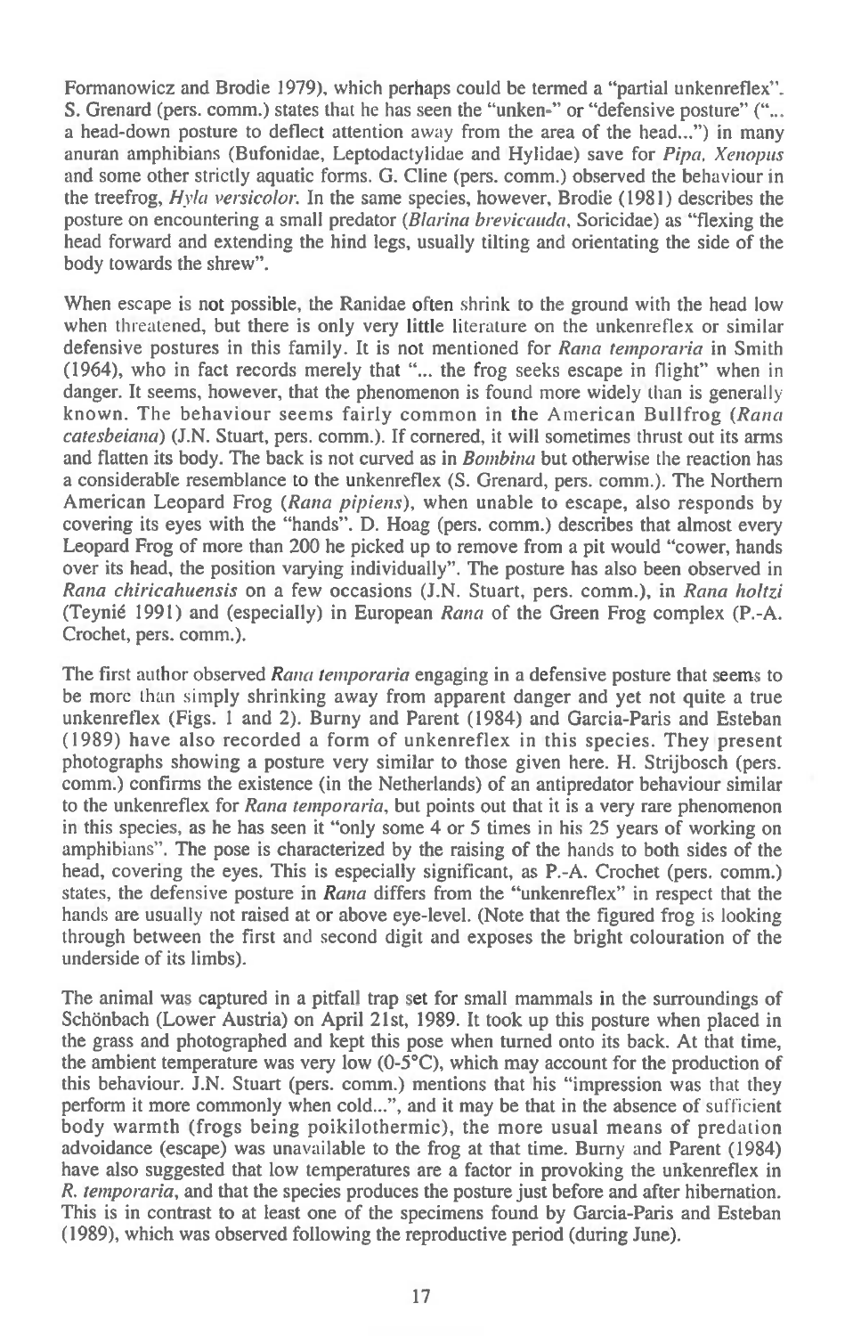Formanowicz and Brodie 1979), which perhaps could be termed a "partial unkenreflex". S. Grenard (pers. comm.) states that he has seen the "unken-" or "defensive posture" ("... a head-down posture to deflect attention away from the area of the head...") in many anuran amphibians (Bufonidae, Leptodactylidae and Hylidae) save for *Pipa, Xenopus* and some other strictly aquatic forms. G. Cline (pers. comm.) observed the behaviour in the treefrog, *Hyla versicolor*. In the same species, however, Brodie (1981) describes the posture on encountering a small predator (*Blarina brevicauda*, Soricidae) as "flexing the head forward and extending the hind legs, usually tilting and orientating the side of the body towards the shrew".

When escape is not possible, the Ranidae often shrink to the ground with the head low when threatened, but there is only very little literature on the unkenreflex or similar defensive postures in this family. It is not mentioned for *Rana temporaria* in Smith (1964), who in fact records merely that "... the frog seeks escape in flight" when in danger. It seems, however, that the phenomenon is found more widely than is generally known. The behaviour seems fairly common in the American Bullfrog (*Rana catesbeiana*) (J.N. Stuart, pers. comm.). If cornered, it will sometimes thrust out its arms and flatten its body. The back is not curved as in *Bombina* but otherwise the reaction has a considerable resemblance to the unkenreflex (S. Grenard, pers. comm.). The Northern American Leopard Frog (*Rana pipiens*), when unable to escape, also responds by covering its eyes with the "hands". D. Hoag (pers. comm.) describes that almost every Leopard Frog of more than 200 he picked up to remove from a pit would "cower, hands over its head, the position varying individually". The posture has also been observed in *Rana chiricahuensis* on a few occasions (J.N. Stuart, pers. comm.), in *Rana holtzi* (Teynié 1991) and (especially) in European *Rana* of the Green Frog complex (P.-A. Crochet, pers. comm.).

The first author observed *Rana temporaria* engaging in a defensive posture that seems to be more than simply shrinking away from apparent danger and yet not quite a true unkenreflex (Figs. 1 and 2). Burny and Parent (1984) and Garcia-Paris and Esteban (1989) have also recorded a form of unkenreflex in this species. They present photographs showing a posture very similar to those given here. H. Strijbosch (pers. comm.) confirms the existence (in the Netherlands) of an antipredator behaviour similar to the unkenreflex for *Rana temporaria*, but points out that it is a very rare phenomenon in this species, as he has seen it "only some 4 or 5 times in his 25 years of working on amphibians". The pose is characterized by the raising of the hands to both sides of the head, covering the eyes. This is especially significant, as P.-A. Crochet (pers. comm.) states, the defensive posture in *Rana* differs from the "unkenreflex" in respect that the hands are usually not raised at or above eye-level. (Note that the figured frog is looking through between the first and second digit and exposes the bright colouration of the underside of its limbs).

The animal was captured in a pitfall trap set for small mammals in the surroundings of Schönbach (Lower Austria) on April 21st, 1989. It took up this posture when placed in the grass and photographed and kept this pose when turned onto its back. At that time, the ambient temperature was very low (0-5°C), which may account for the production of this behaviour. J.N. Stuart (pers. comm.) mentions that his "impression was that they perform it more commonly when cold...", and it may be that in the absence of sufficient body warmth (frogs being poikilothermic), the more usual means of predation advoidance (escape) was unavailable to the frog at that time. Burny and Parent (1984) have also suggested that low temperatures are a factor in provoking the unkenreflex in *R. temporaria*, and that the species produces the posture just before and after hibernation. This is in contrast to at least one of the specimens found by Garcia-Paris and Esteban (1989), which was observed following the reproductive period (during June).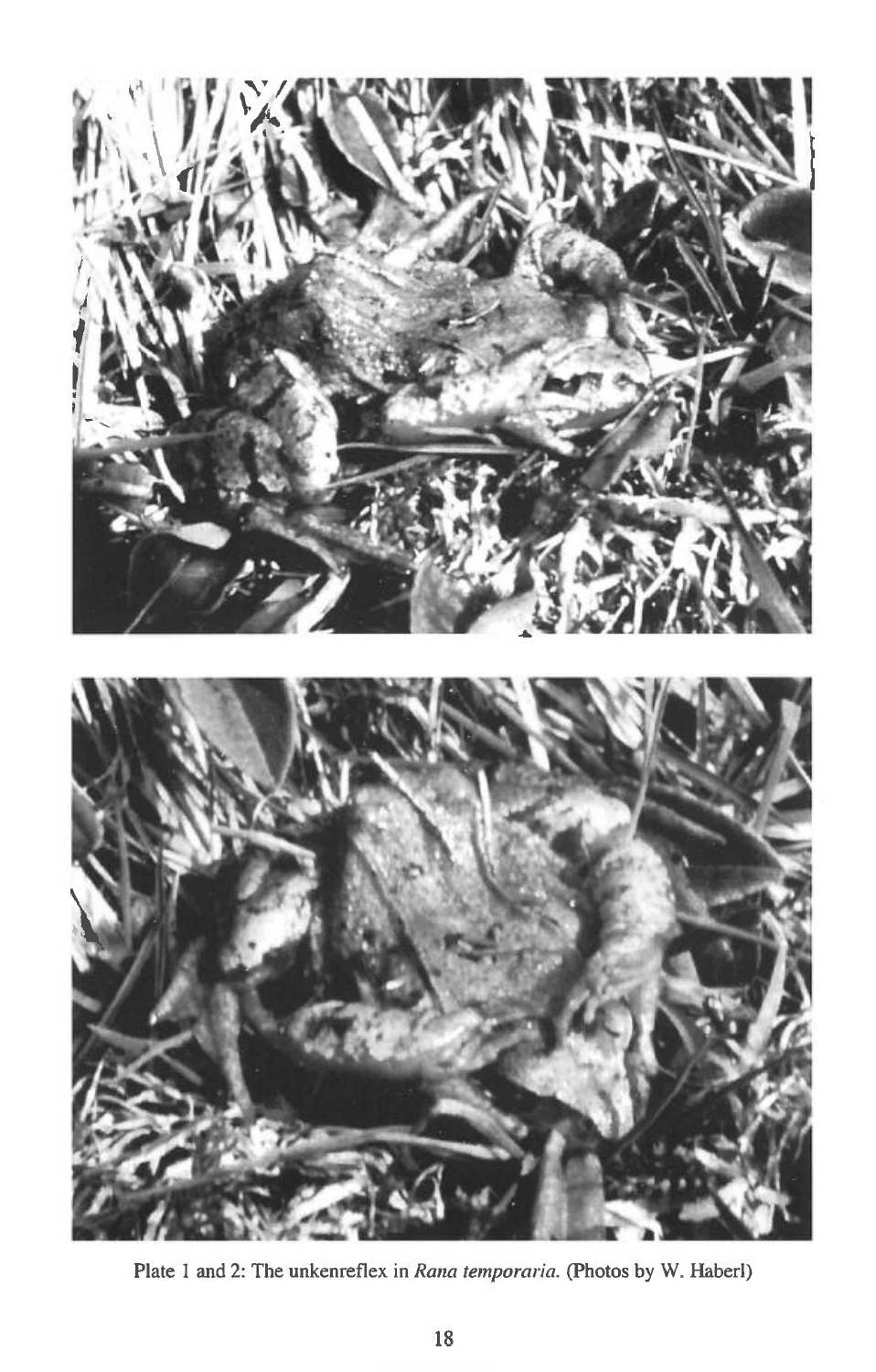Plate 1 and 2: The unkenreflex in *Rana temporaria*. (Photos by W. Haberl)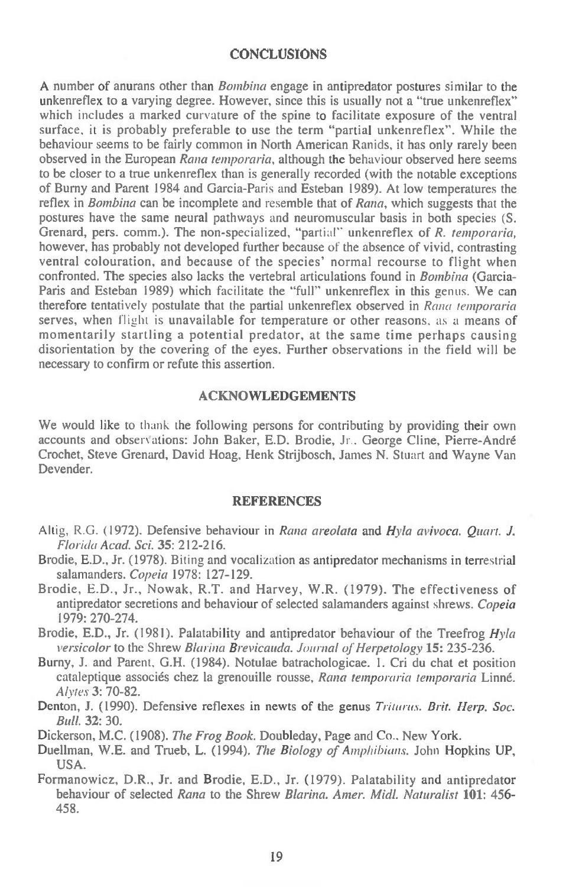## CONCLUSIONS

A number of anurans other than *Bombina* engage in antipredator postures similar to the unkenreflex to a varying degree. However, since this is usually not a "true unkenreflex" which includes a marked curvature of the spine to facilitate exposure of the ventral surface, it is probably preferable to use the term "partial unkenreflex". While the behaviour seems to be fairly common in North American Ranids, it has only rarely been observed in the European *Rana temporaria*, although the behaviour observed here seems to be closer to a true unkenreflex than is generally recorded (with the notable exceptions of Burny and Parent 1984 and Garcia-Paris and Esteban 1989). At low temperatures the reflex in *Bombina* can be incomplete and resemble that of *Rana*, which suggests that the postures have the same neural pathways and neuromuscular basis in both species (S. Grenard, pers. comm.). The non-specialized, "partial" unkenreflex of *R. temporaria*, however, has probably not developed further because of the absence of vivid, contrasting ventral colouration, and because of the species' normal recourse to flight when confronted. The species also lacks the vertebral articulations found in *Bombina* (Garcia-Paris and Esteban 1989) which facilitate the "full" unkenreflex in this genus. We can therefore tentatively postulate that the partial unkenreflex observed in *Rana temporaria* serves, when flight is unavailable for temperature or other reasons, as a means of momentarily startling a potential predator, at the same time perhaps causing disorientation by the covering of the eyes. Further observations in the field will be necessary to confirm or refute this assertion.

## ACKNOWLEDGEMENTS

We would like to thank the following persons for contributing by providing their own accounts and observations: John Baker, E.D. Brodie, Jr., George Cline, Pierre-André Crochet, Steve Grenard, David Hoag, Henk Strijbosch, James N. Stuart and Wayne Van Devender.

## REFERENCES

Altig, R.G. (1972). Defensive behaviour in *Rana areolata* and *Hyla avivoca*. *Quart. J. Florida Acad. Sci.* **35**: 212-216.

Brodie, E.D., Jr. (1978). Biting and vocalization as antipredator mechanisms in terrestrial salamanders. *Copeia* 1978: 127-129.

Brodie, E.D., Jr., Nowak, R.T. and Harvey, W.R. (1979). The effectiveness of antipredator secretions and behaviour of selected salamanders against shrews. *Copeia* 1979: 270-274.

Brodie, E.D., Jr. (1981). Palatability and antipredator behaviour of the Treefrog *Hyla versicolor* to the Shrew *Blarina Brevicauda*. *Journal of Herpetology* **15**: 235-236.

Burny, J. and Parent, G.H. (1984). Notulae batrachologicae. 1. Cri du chat et position cataleptique associés chez la grenouille rousse, *Rana temporaria temporaria* Linné. *Alytes* **3**: 70-82.

Denton, J. (1990). Defensive reflexes in newts of the genus *Triturus*. *Brit. Herp. Soc. Bull.* **32**: 30.

Dickerson, M.C. (1908). *The Frog Book*. Doubleday, Page and Co., New York.

Duellman, W.E. and Trueb, L. (1994). *The Biology of Amphibians*. John Hopkins UP, USA.

Formanowicz, D.R., Jr. and Brodie, E.D., Jr. (1979). Palatability and antipredator behaviour of selected *Rana* to the Shrew *Blarina*. *Amer. Midl. Naturalist* **101**: 456-458.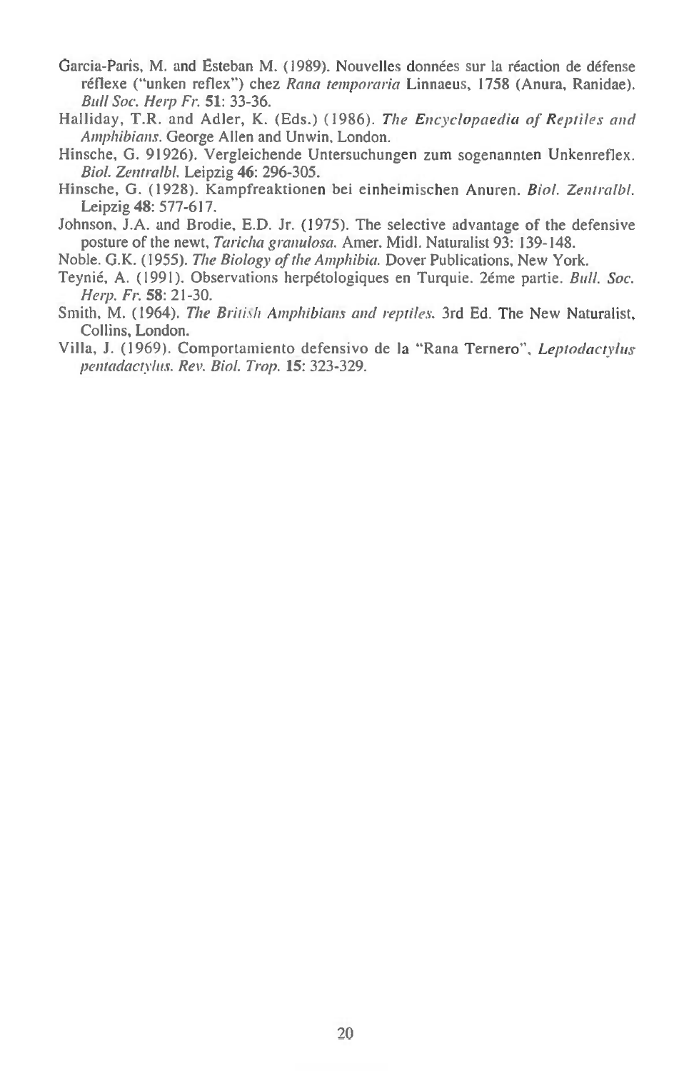Garcia-Paris, M. and Esteban M. (1989). Nouvelles données sur la réaction de défense réflexe ("unken reflex") chez *Rana temporaria* Linnaeus, 1758 (Anura, Ranidae). *Bull Soc. Herp Fr.* **51**: 33-36.

Halliday, T.R. and Adler, K. (Eds.) (1986). *The Encyclopaedia of Reptiles and Amphibians.* George Allen and Unwin, London.

Hinsche, G. 91926). Vergleichende Untersuchungen zum sogenannten Unkenreflex. *Biol. Zentralbl.* Leipzig **46**: 296-305.

Hinsche, G. (1928). Kampfreaktionen bei einheimischen Anuren. *Biol. Zentralbl.* Leipzig **48**: 577-617.

Johnson, J.A. and Brodie, E.D. Jr. (1975). The selective advantage of the defensive posture of the newt, *Taricha granulosa.* Amer. Midl. Naturalist 93: 139-148.

Noble. G.K. (1955). *The Biology of the Amphibia.* Dover Publications, New York.

Teynié, A. (1991). Observations herpétologiques en Turquie. 2éme partie. *Bull. Soc. Herp. Fr.* **58**: 21-30.

Smith, M. (1964). *The British Amphibians and reptiles.* 3rd Ed. The New Naturalist, Collins, London.

Villa, J. (1969). Comportamiento defensivo de la "Rana Ternero", *Leptodactylus pentadactylus. Rev. Biol. Trop.* **15**: 323-329.